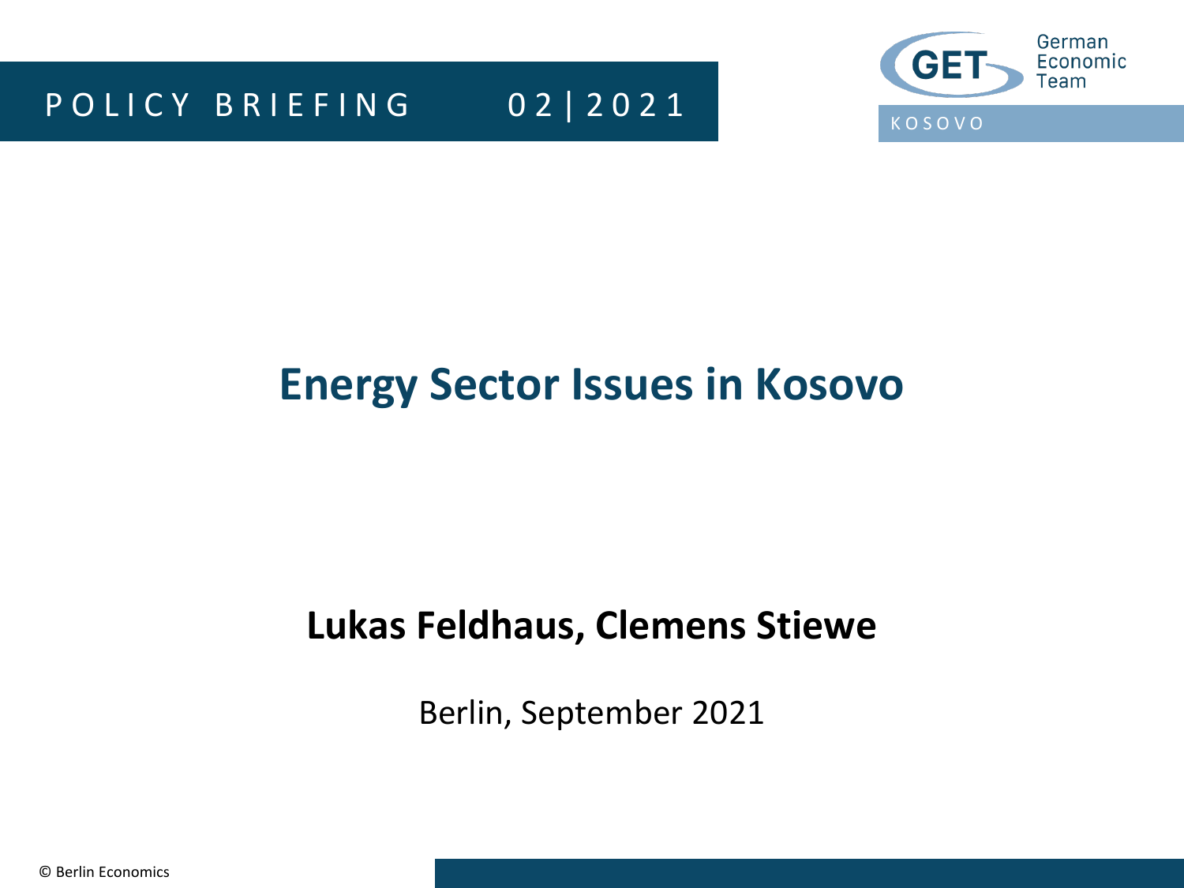POLICY BRIEFING 02 | 2021

German Economic Team KOSOVO

# Energy Sector Issues in Kosovo

**Lukas Feldhaus, Clemens Stiewe**

Berlin, September 2021

© Berlin Economics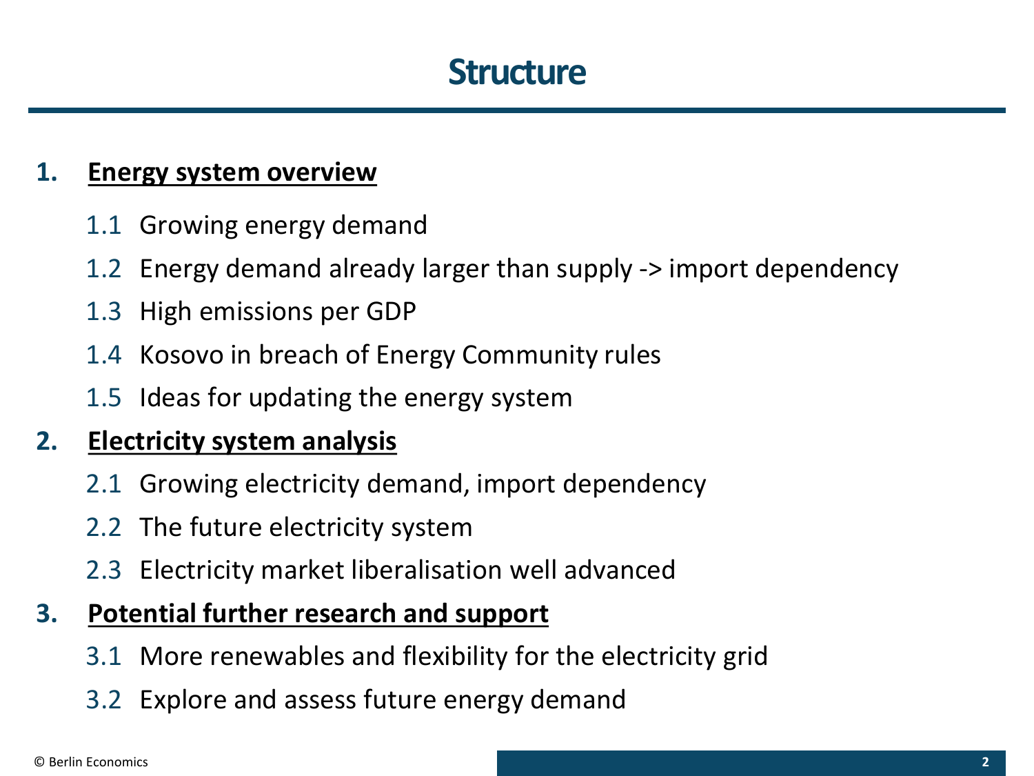# Structure

1. **Energy system overview**
   - 1.1 Growing energy demand
   - 1.2 Energy demand already larger than supply -> import dependency
   - 1.3 High emissions per GDP
   - 1.4 Kosovo in breach of Energy Community rules
   - 1.5 Ideas for updating the energy system
2. **Electricity system analysis**
   - 2.1 Growing electricity demand, import dependency
   - 2.2 The future electricity system
   - 2.3 Electricity market liberalisation well advanced
3. **Potential further research and support**
   - 3.1 More renewables and flexibility for the electricity grid
   - 3.2 Explore and assess future energy demand

© Berlin Economics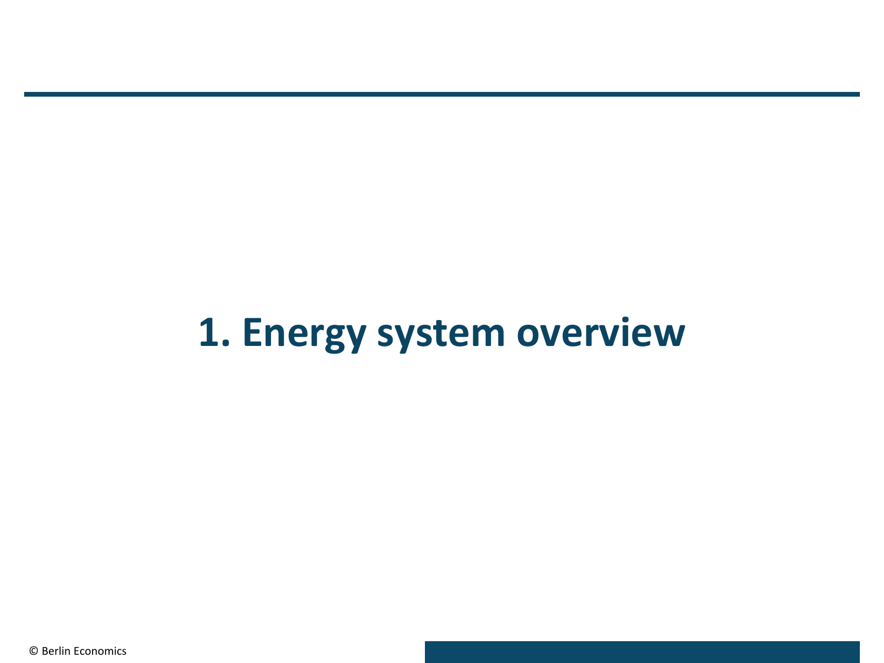# 1. Energy system overview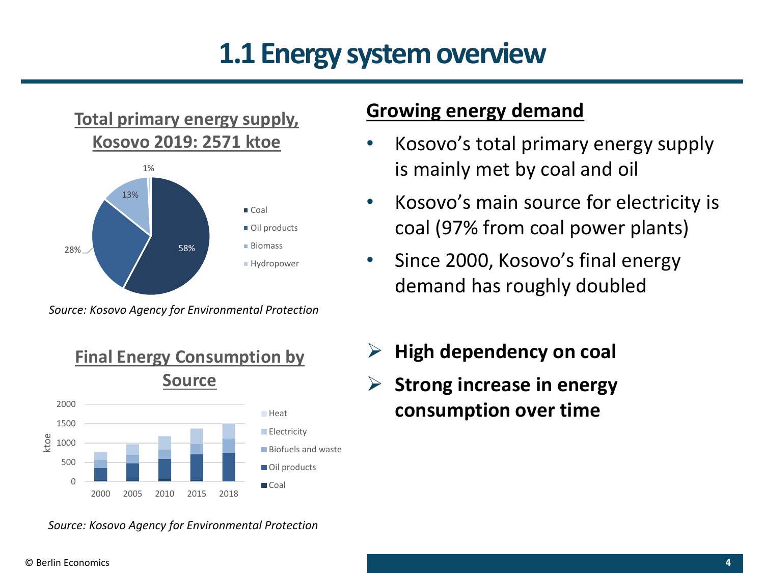# 1.1 Energy system overview

## Total primary energy supply, Kosovo 2019: 2571 ktoe

- Coal: 58%
- Oil products: 28%
- Biomass: 13%
- Hydropower: 1%

*Source: Kosovo Agency for Environmental Protection*

## Final Energy Consumption by Source

ktoe (2000, 2005, 2010, 2015, 2018) — Heat, Electricity, Biofuels and waste, Oil products, Coal

*Source: Kosovo Agency for Environmental Protection*

## Growing energy demand

- Kosovo's total primary energy supply is mainly met by coal and oil
- Kosovo's main source for electricity is coal (97% from coal power plants)
- Since 2000, Kosovo's final energy demand has roughly doubled

- **High dependency on coal**
- **Strong increase in energy consumption over time**

© Berlin Economics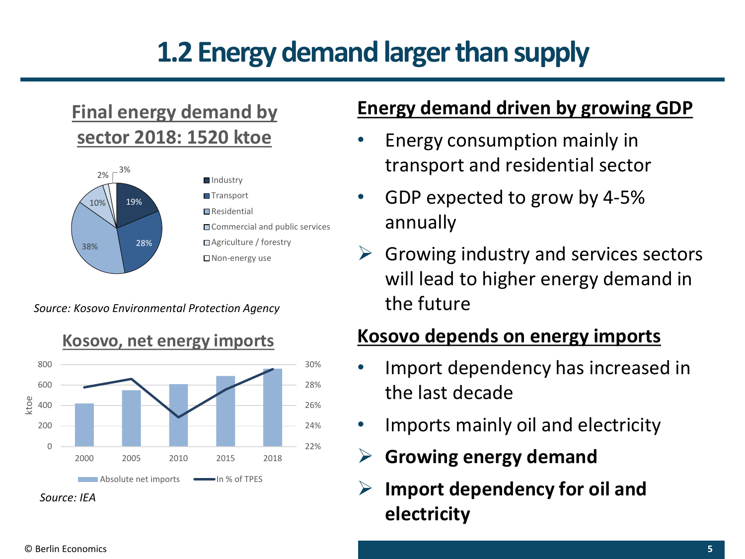# 1.2 Energy demand larger than supply

## Final energy demand by sector 2018: 1520 ktoe

| Sector | Share |
|---|---|
| Industry | 19% |
| Transport | 28% |
| Residential | 38% |
| Commercial and public services | 10% |
| Agriculture / forestry | 2% |
| Non-energy use | 3% |

*Source: Kosovo Environmental Protection Agency*

## Kosovo, net energy imports

Legend: Absolute net imports (ktoe, bars) — In % of TPES (line)

Years: 2000, 2005, 2010, 2015, 2018

Left axis (ktoe): 0, 200, 400, 600, 800

Right axis: 22%, 24%, 26%, 28%, 30%

*Source: IEA*

## Energy demand driven by growing GDP

- Energy consumption mainly in transport and residential sector
- GDP expected to grow by 4-5% annually

➢ Growing industry and services sectors will lead to higher energy demand in the future

## Kosovo depends on energy imports

- Import dependency has increased in the last decade
- Imports mainly oil and electricity

➢ **Growing energy demand**

➢ **Import dependency for oil and electricity**

© Berlin Economics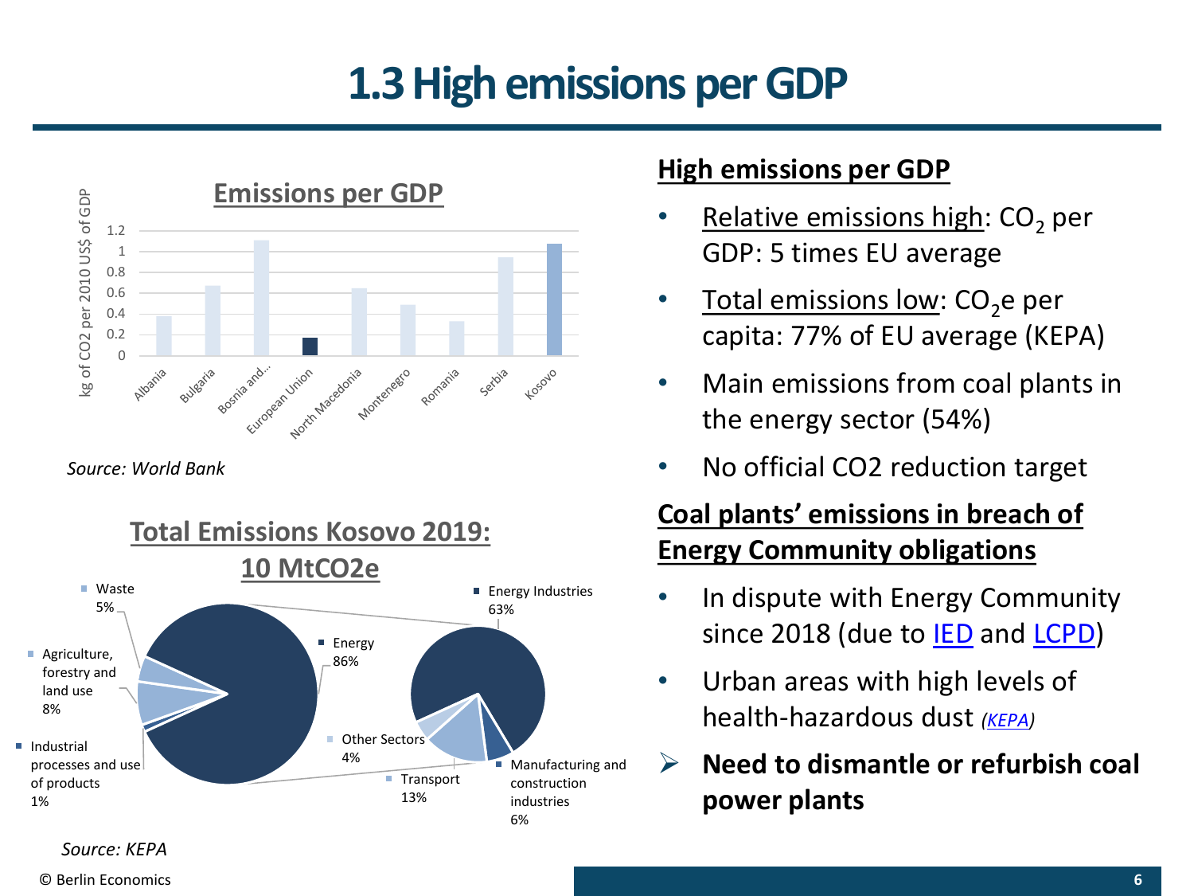# 1.3 High emissions per GDP

## Emissions per GDP

kg of CO2 per 2010 US$ of GDP

| Country | Value (approx.) |
|---|---|
| Albania | 0.38 |
| Bulgaria | 0.67 |
| Bosnia and... | 1.11 |
| European Union | 0.17 |
| North Macedonia | 0.65 |
| Montenegro | 0.49 |
| Romania | 0.33 |
| Serbia | 0.95 |
| Kosovo | 1.08 |

*Source: World Bank*

## Total Emissions Kosovo 2019: 10 MtCO2e

- Energy 86%
- Agriculture, forestry and land use 8%
- Waste 5%
- Industrial processes and use of products 1%

Energy breakdown:

- Energy Industries 63%
- Transport 13%
- Manufacturing and construction industries 6%
- Other Sectors 4%

*Source: KEPA*

## High emissions per GDP

- Relative emissions high: $CO_2$ per GDP: 5 times EU average
- Total emissions low: $CO_2$e per capita: 77% of EU average (KEPA)
- Main emissions from coal plants in the energy sector (54%)
- No official CO2 reduction target

## Coal plants' emissions in breach of Energy Community obligations

- In dispute with Energy Community since 2018 (due to IED and LCPD)
- Urban areas with high levels of health-hazardous dust *(KEPA)*

➢ **Need to dismantle or refurbish coal power plants**

© Berlin Economics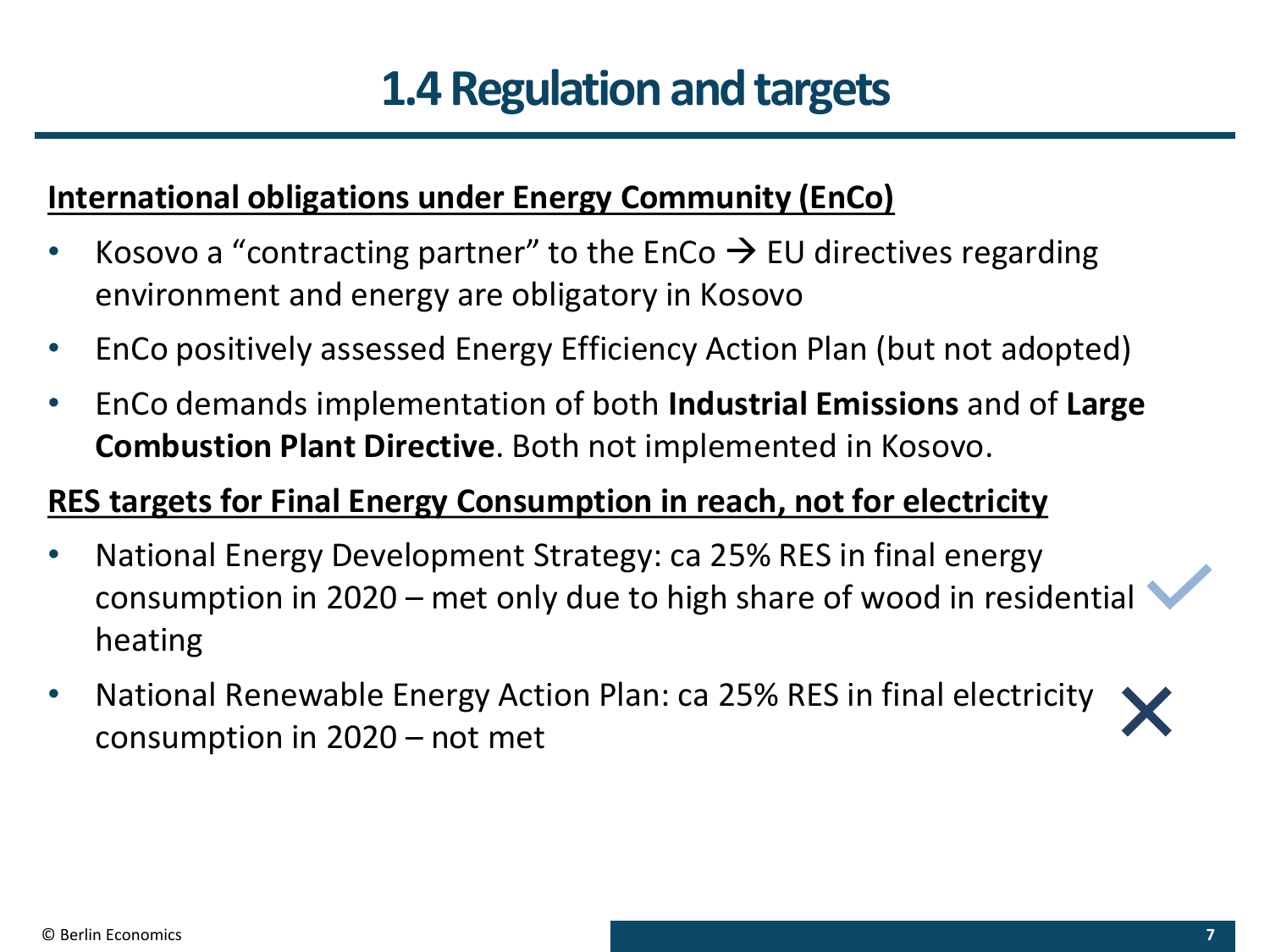# 1.4 Regulation and targets

**International obligations under Energy Community (EnCo)**

- Kosovo a "contracting partner" to the EnCo → EU directives regarding environment and energy are obligatory in Kosovo
- EnCo positively assessed Energy Efficiency Action Plan (but not adopted)
- EnCo demands implementation of both **Industrial Emissions** and of **Large Combustion Plant Directive**. Both not implemented in Kosovo.

**RES targets for Final Energy Consumption in reach, not for electricity**

- National Energy Development Strategy: ca 25% RES in final energy consumption in 2020 – met only due to high share of wood in residential heating ✓
- National Renewable Energy Action Plan: ca 25% RES in final electricity consumption in 2020 – not met ✗

© Berlin Economics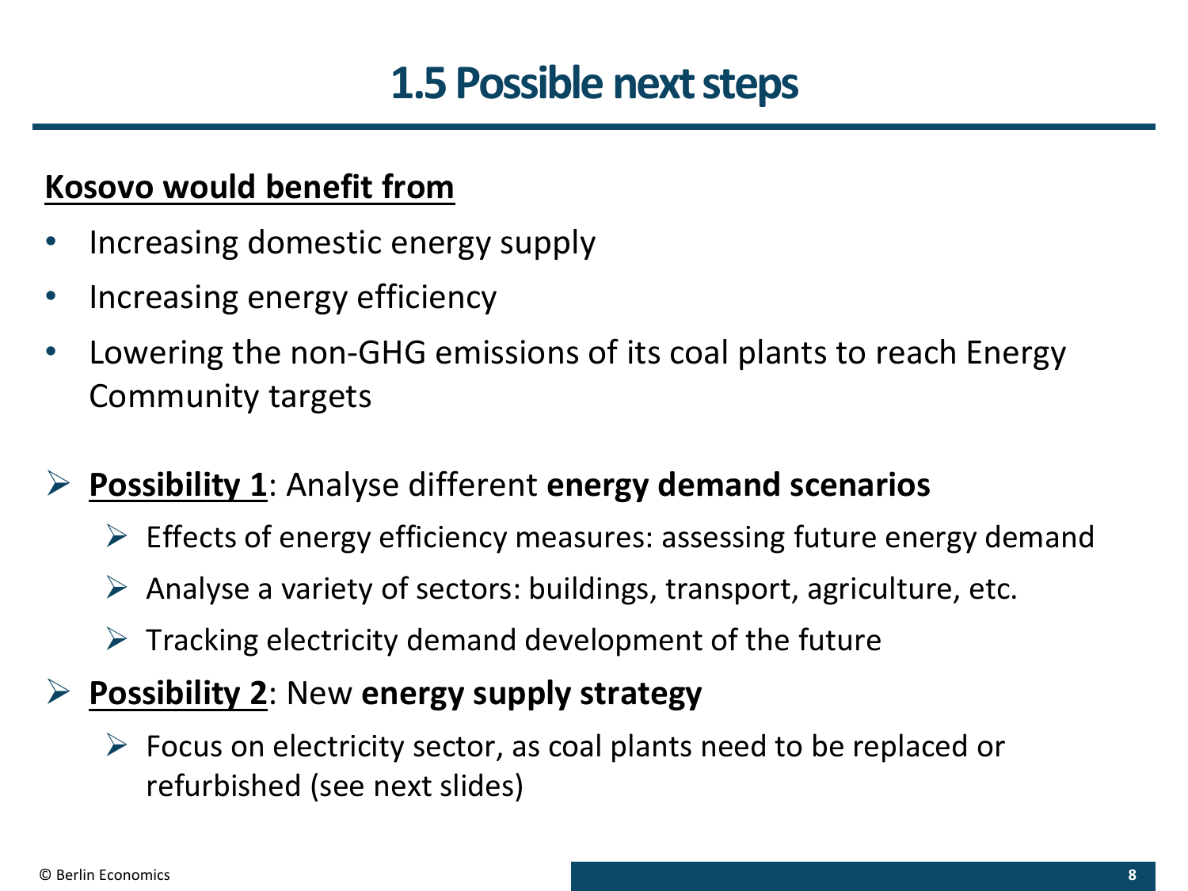# 1.5 Possible next steps

**Kosovo would benefit from**

- Increasing domestic energy supply
- Increasing energy efficiency
- Lowering the non-GHG emissions of its coal plants to reach Energy Community targets

- **Possibility 1**: Analyse different **energy demand scenarios**
  - Effects of energy efficiency measures: assessing future energy demand
  - Analyse a variety of sectors: buildings, transport, agriculture, etc.
  - Tracking electricity demand development of the future
- **Possibility 2**: New **energy supply strategy**
  - Focus on electricity sector, as coal plants need to be replaced or refurbished (see next slides)

© Berlin Economics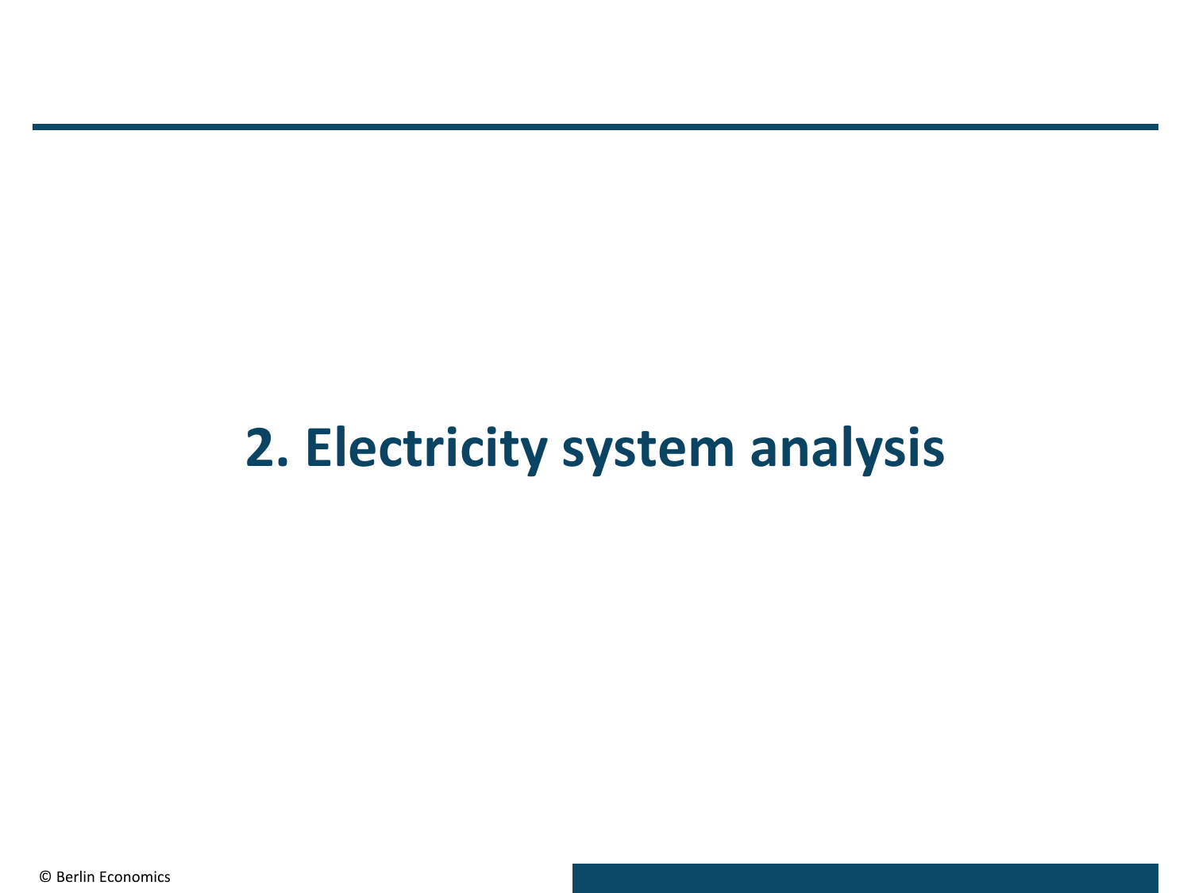# 2. Electricity system analysis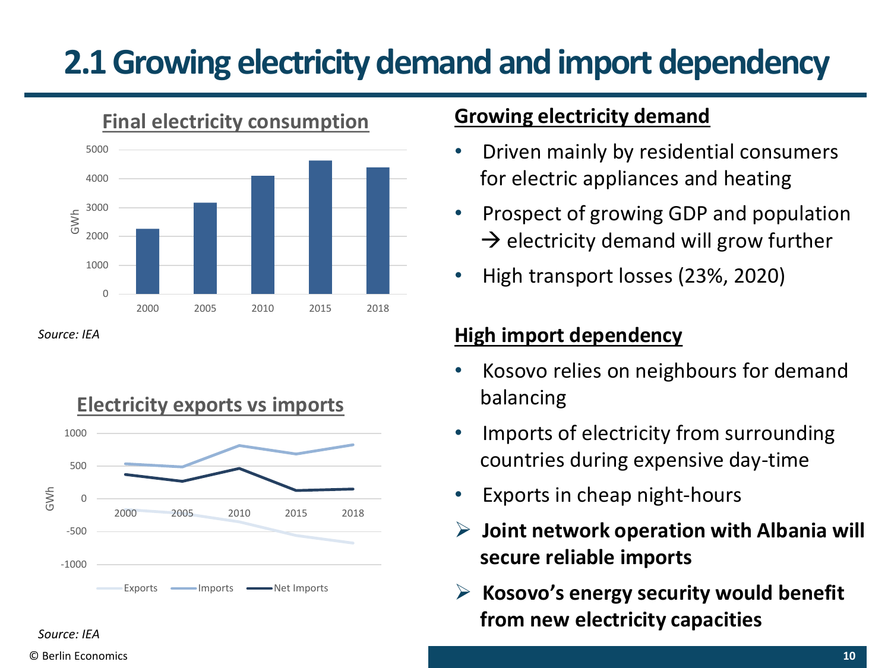# 2.1 Growing electricity demand and import dependency

## Final electricity consumption

| Year | GWh |
|---|---|
| 2000 | ~2250 |
| 2005 | ~3150 |
| 2010 | ~4100 |
| 2015 | ~4600 |
| 2018 | ~4400 |

*Source: IEA*

## Electricity exports vs imports

GWh

| Year | Exports | Imports | Net Imports |
|---|---|---|---|
| 2000 | ~-160 | ~530 | ~370 |
| 2005 | ~-210 | ~490 | ~270 |
| 2010 | ~-350 | ~810 | ~460 |
| 2015 | ~-560 | ~680 | ~120 |
| 2018 | ~-670 | ~820 | ~150 |

*Source: IEA*

## Growing electricity demand

- Driven mainly by residential consumers for electric appliances and heating
- Prospect of growing GDP and population → electricity demand will grow further
- High transport losses (23%, 2020)

## High import dependency

- Kosovo relies on neighbours for demand balancing
- Imports of electricity from surrounding countries during expensive day-time
- Exports in cheap night-hours
- **Joint network operation with Albania will secure reliable imports**
- **Kosovo's energy security would benefit from new electricity capacities**

© Berlin Economics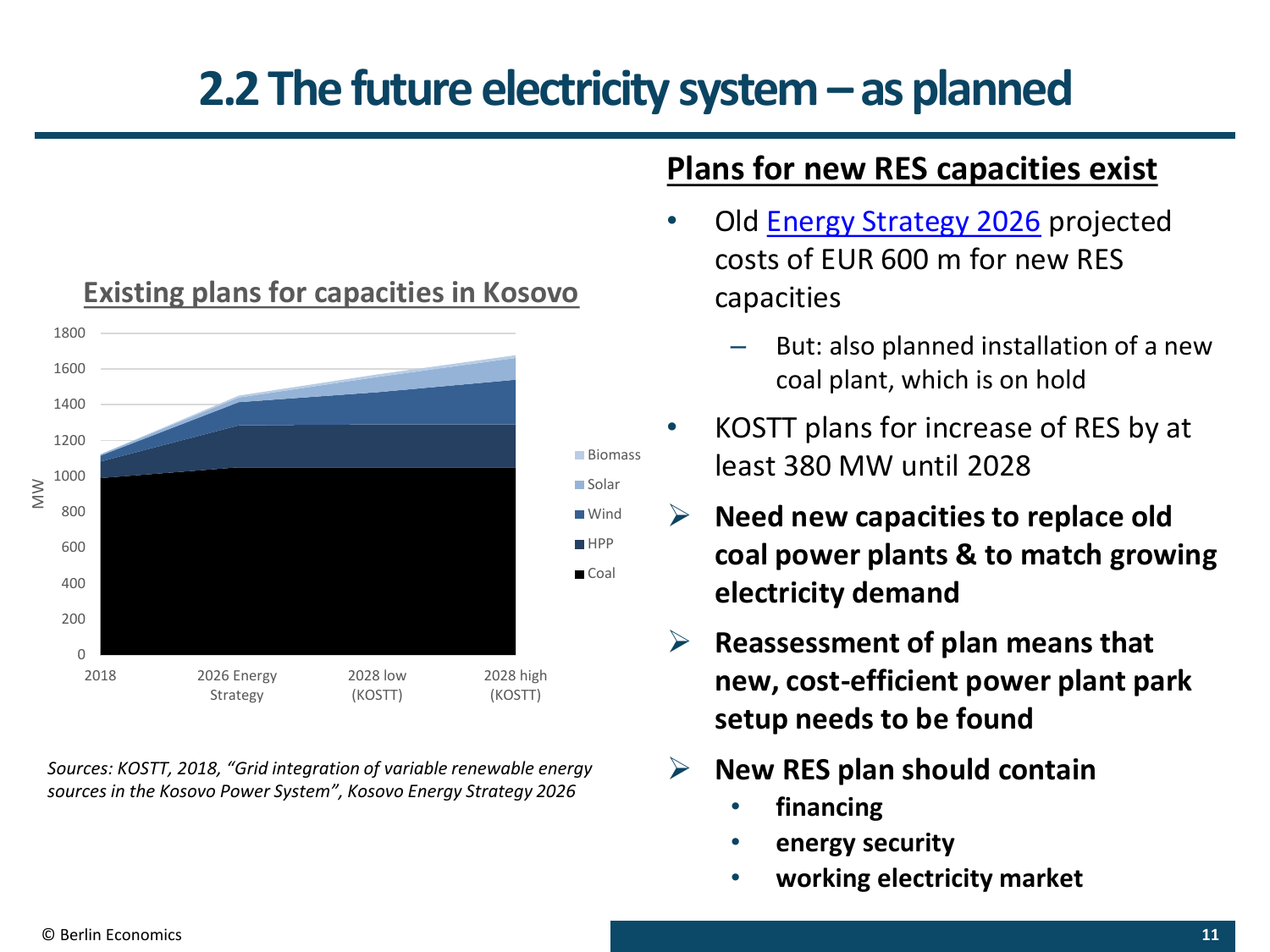# 2.2 The future electricity system – as planned

**Existing plans for capacities in Kosovo**

*Sources: KOSTT, 2018, "Grid integration of variable renewable energy sources in the Kosovo Power System", Kosovo Energy Strategy 2026*

## Plans for new RES capacities exist

- Old Energy Strategy 2026 projected costs of EUR 600 m for new RES capacities
  - But: also planned installation of a new coal plant, which is on hold
- KOSTT plans for increase of RES by at least 380 MW until 2028
- **Need new capacities to replace old coal power plants & to match growing electricity demand**
- **Reassessment of plan means that new, cost-efficient power plant park setup needs to be found**
- **New RES plan should contain**
  - **financing**
  - **energy security**
  - **working electricity market**

© Berlin Economics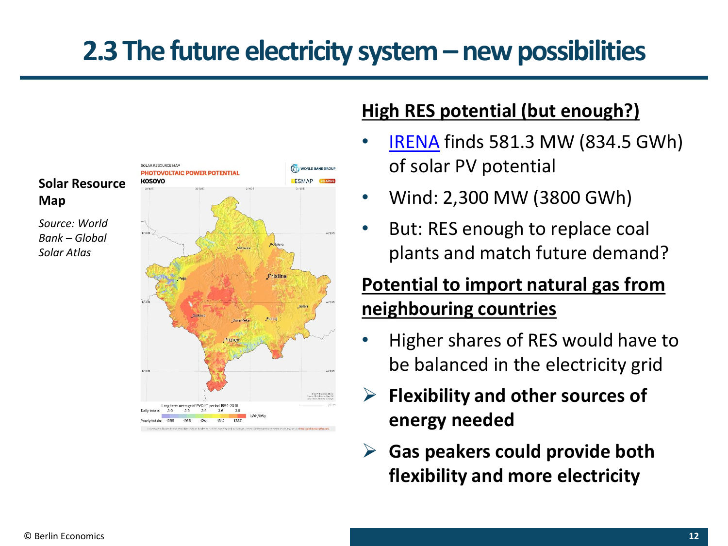# 2.3 The future electricity system – new possibilities

**Solar Resource Map**

*Source: World Bank – Global Solar Atlas*

## High RES potential (but enough?)

- IRENA finds 581.3 MW (834.5 GWh) of solar PV potential
- Wind: 2,300 MW (3800 GWh)
- But: RES enough to replace coal plants and match future demand?

## Potential to import natural gas from neighbouring countries

- Higher shares of RES would have to be balanced in the electricity grid
- **Flexibility and other sources of energy needed**
- **Gas peakers could provide both flexibility and more electricity**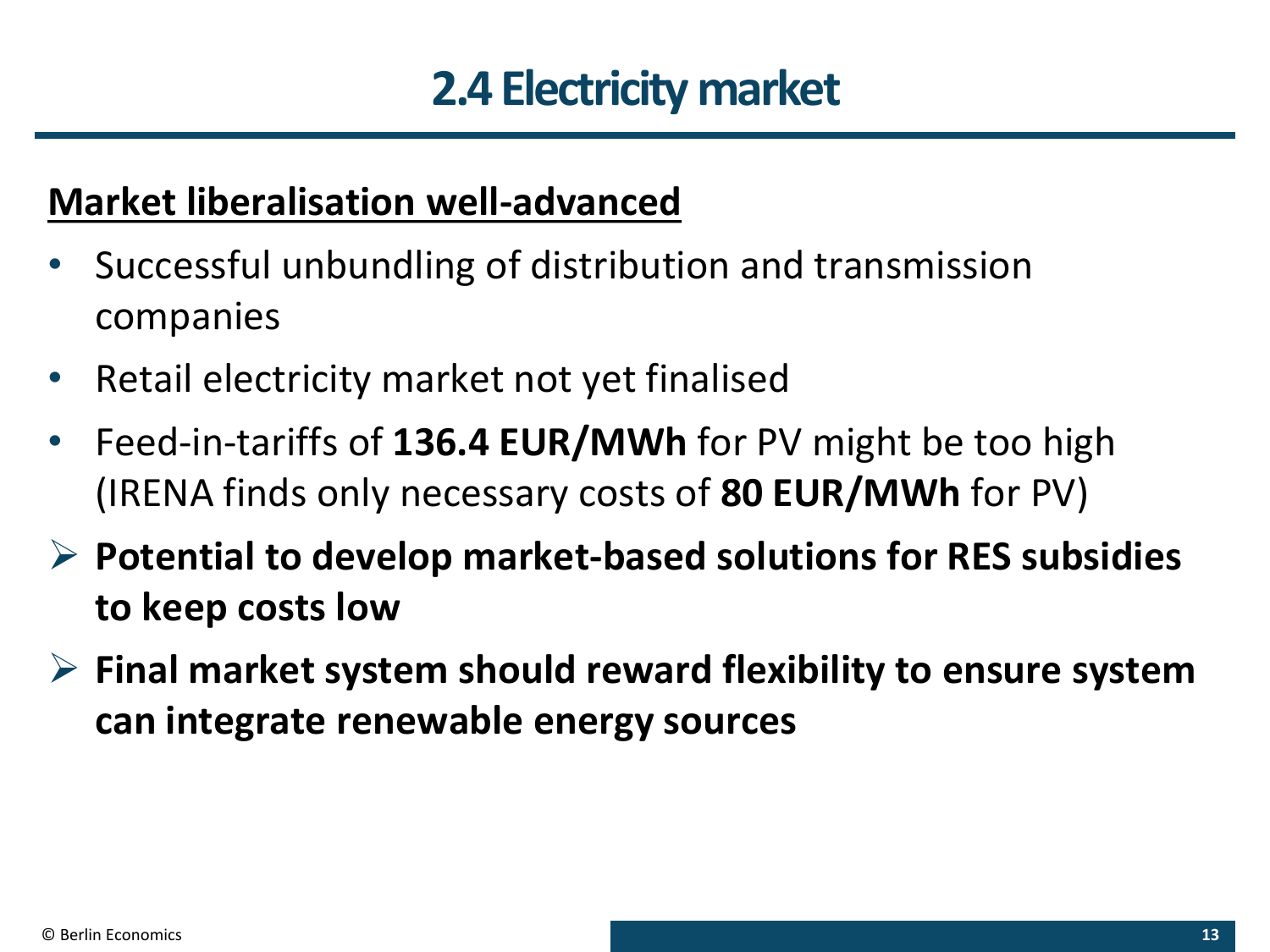# 2.4 Electricity market

**Market liberalisation well-advanced**

- Successful unbundling of distribution and transmission companies
- Retail electricity market not yet finalised
- Feed-in-tariffs of **136.4 EUR/MWh** for PV might be too high (IRENA finds only necessary costs of **80 EUR/MWh** for PV)

➢ **Potential to develop market-based solutions for RES subsidies to keep costs low**

➢ **Final market system should reward flexibility to ensure system can integrate renewable energy sources**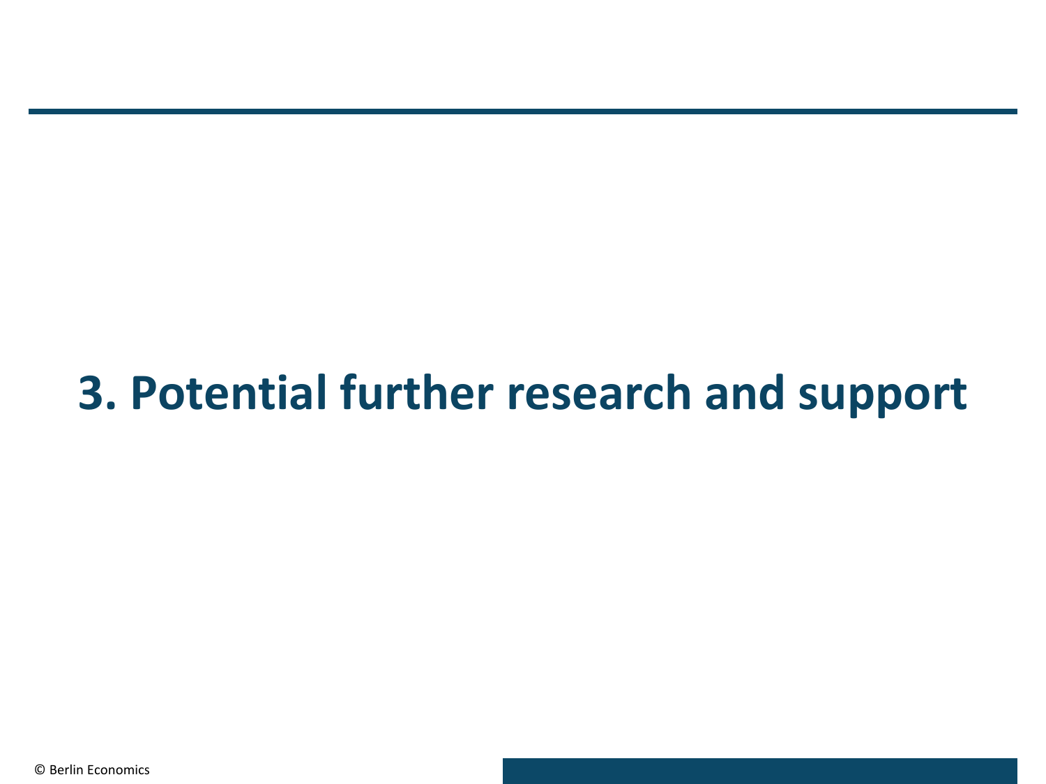# 3. Potential further research and support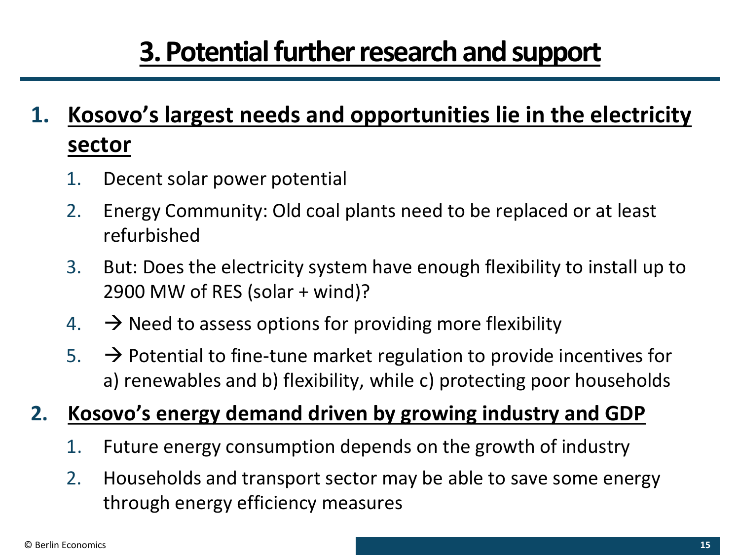# 3. Potential further research and support

1. **Kosovo's largest needs and opportunities lie in the electricity sector**
    1. Decent solar power potential
    2. Energy Community: Old coal plants need to be replaced or at least refurbished
    3. But: Does the electricity system have enough flexibility to install up to 2900 MW of RES (solar + wind)?
    4. → Need to assess options for providing more flexibility
    5. → Potential to fine-tune market regulation to provide incentives for a) renewables and b) flexibility, while c) protecting poor households
2. **Kosovo's energy demand driven by growing industry and GDP**
    1. Future energy consumption depends on the growth of industry
    2. Households and transport sector may be able to save some energy through energy efficiency measures

© Berlin Economics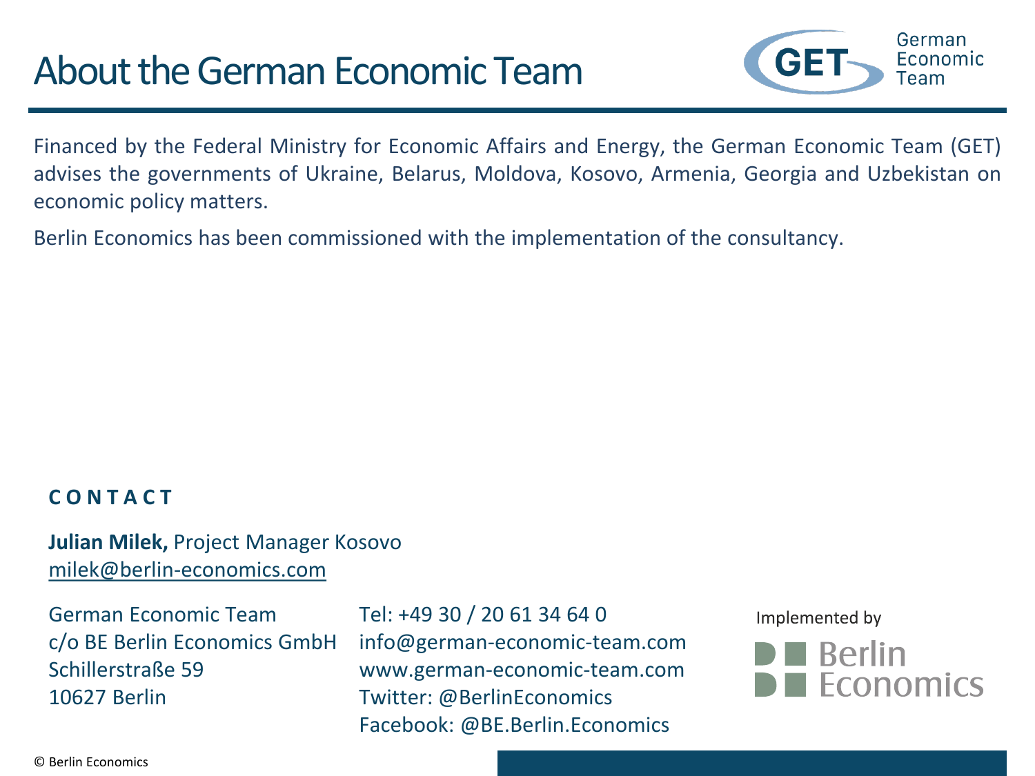# About the German Economic Team

Financed by the Federal Ministry for Economic Affairs and Energy, the German Economic Team (GET) advises the governments of Ukraine, Belarus, Moldova, Kosovo, Armenia, Georgia and Uzbekistan on economic policy matters.

Berlin Economics has been commissioned with the implementation of the consultancy.

**CONTACT**

**Julian Milek,** Project Manager Kosovo
milek@berlin-economics.com

German Economic Team
c/o BE Berlin Economics GmbH
Schillerstraße 59
10627 Berlin

Tel: +49 30 / 20 61 34 64 0
info@german-economic-team.com
www.german-economic-team.com
Twitter: @BerlinEconomics
Facebook: @BE.Berlin.Economics

Implemented by

Berlin Economics

© Berlin Economics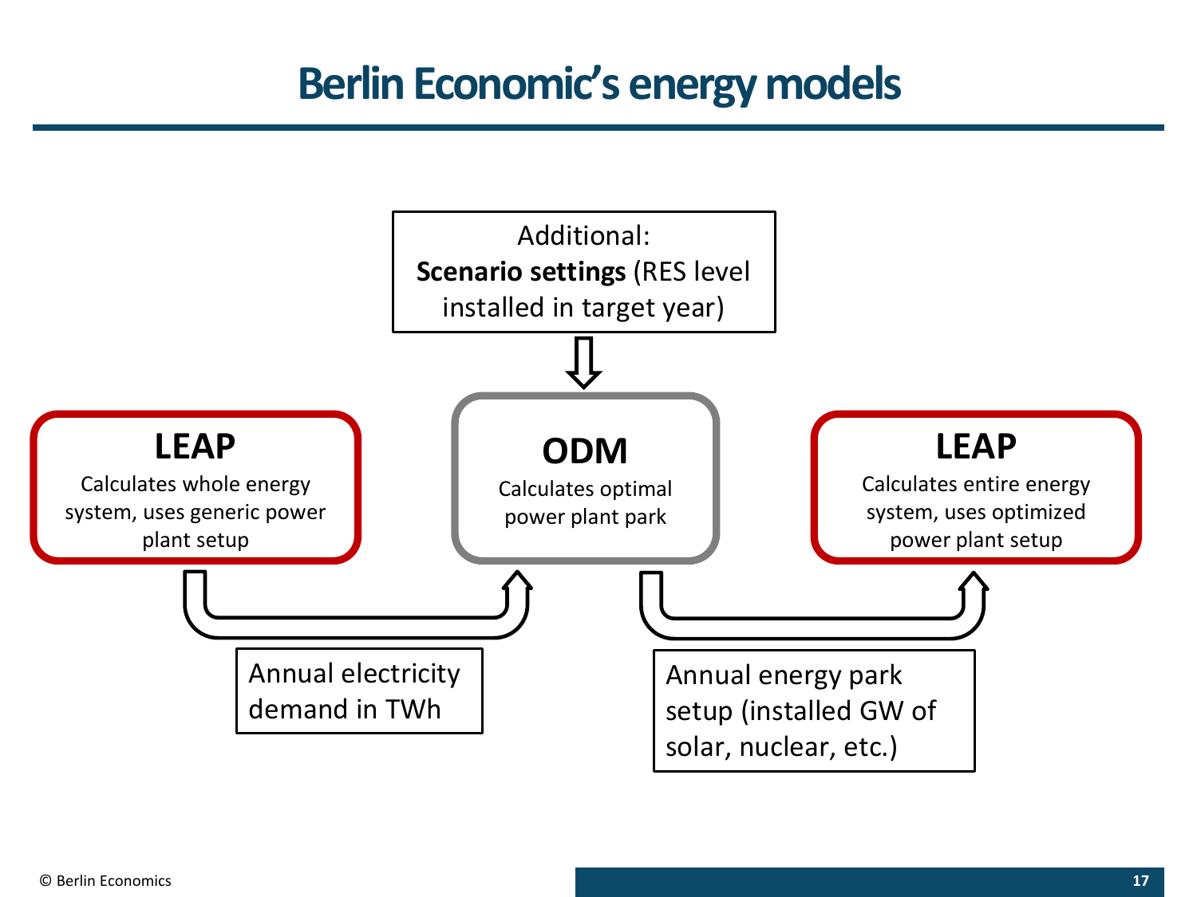# Berlin Economic's energy models

Additional:
**Scenario settings** (RES level installed in target year)

**LEAP**
Calculates whole energy system, uses generic power plant setup

**ODM**
Calculates optimal power plant park

**LEAP**
Calculates entire energy system, uses optimized power plant setup

Annual electricity demand in TWh

Annual energy park setup (installed GW of solar, nuclear, etc.)

© Berlin Economics